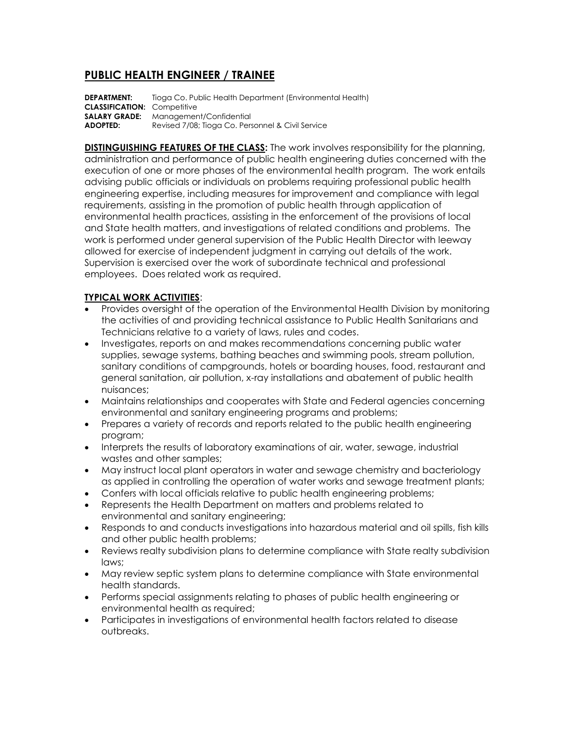## PUBLIC HEALTH ENGINEER / TRAINEE

**DEPARTMENT:** Tioga Co. Public Health Department (Environmental Health)
**CLASSIFICATION:** Competitive
**SALARY GRADE:** Management/Confidential
**ADOPTED:** Revised 7/08; Tioga Co. Personnel & Civil Service

**DISTINGUISHING FEATURES OF THE CLASS:** The work involves responsibility for the planning, administration and performance of public health engineering duties concerned with the execution of one or more phases of the environmental health program. The work entails advising public officials or individuals on problems requiring professional public health engineering expertise, including measures for improvement and compliance with legal requirements, assisting in the promotion of public health through application of environmental health practices, assisting in the enforcement of the provisions of local and State health matters, and investigations of related conditions and problems. The work is performed under general supervision of the Public Health Director with leeway allowed for exercise of independent judgment in carrying out details of the work. Supervision is exercised over the work of subordinate technical and professional employees. Does related work as required.

**TYPICAL WORK ACTIVITIES**:

- Provides oversight of the operation of the Environmental Health Division by monitoring the activities of and providing technical assistance to Public Health Sanitarians and Technicians relative to a variety of laws, rules and codes.
- Investigates, reports on and makes recommendations concerning public water supplies, sewage systems, bathing beaches and swimming pools, stream pollution, sanitary conditions of campgrounds, hotels or boarding houses, food, restaurant and general sanitation, air pollution, x-ray installations and abatement of public health nuisances;
- Maintains relationships and cooperates with State and Federal agencies concerning environmental and sanitary engineering programs and problems;
- Prepares a variety of records and reports related to the public health engineering program;
- Interprets the results of laboratory examinations of air, water, sewage, industrial wastes and other samples;
- May instruct local plant operators in water and sewage chemistry and bacteriology as applied in controlling the operation of water works and sewage treatment plants;
- Confers with local officials relative to public health engineering problems;
- Represents the Health Department on matters and problems related to environmental and sanitary engineering;
- Responds to and conducts investigations into hazardous material and oil spills, fish kills and other public health problems;
- Reviews realty subdivision plans to determine compliance with State realty subdivision laws;
- May review septic system plans to determine compliance with State environmental health standards.
- Performs special assignments relating to phases of public health engineering or environmental health as required;
- Participates in investigations of environmental health factors related to disease outbreaks.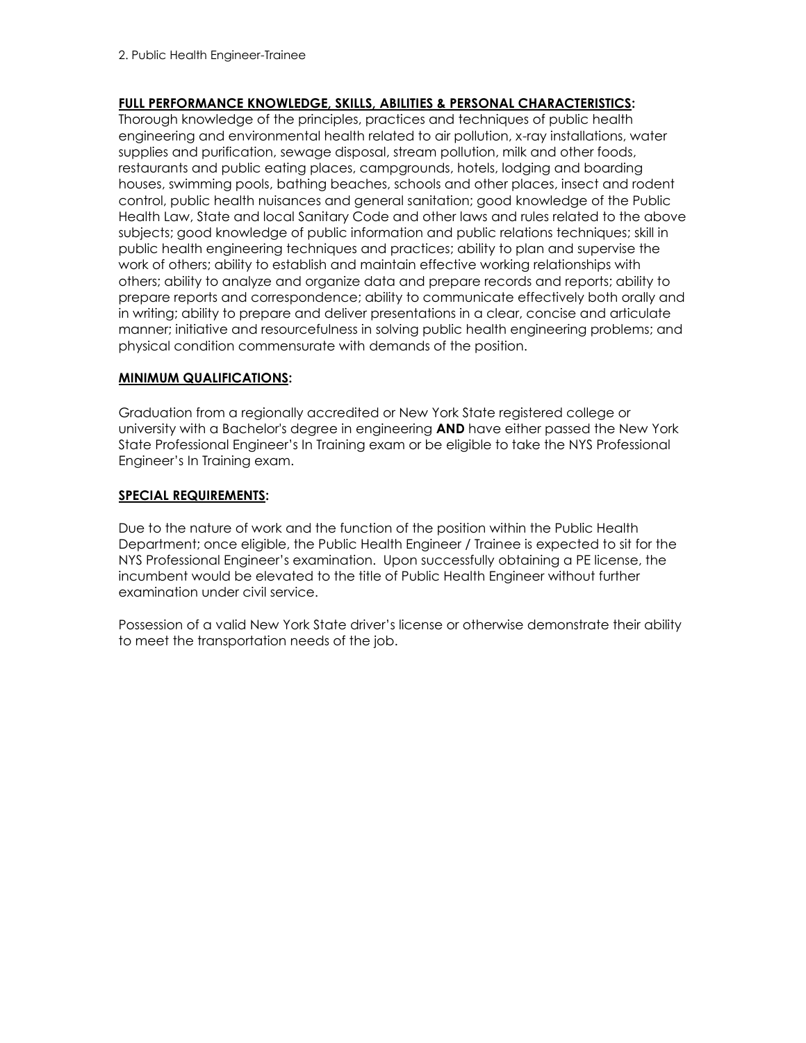**FULL PERFORMANCE KNOWLEDGE, SKILLS, ABILITIES & PERSONAL CHARACTERISTICS:**
Thorough knowledge of the principles, practices and techniques of public health engineering and environmental health related to air pollution, x-ray installations, water supplies and purification, sewage disposal, stream pollution, milk and other foods, restaurants and public eating places, campgrounds, hotels, lodging and boarding houses, swimming pools, bathing beaches, schools and other places, insect and rodent control, public health nuisances and general sanitation; good knowledge of the Public Health Law, State and local Sanitary Code and other laws and rules related to the above subjects; good knowledge of public information and public relations techniques; skill in public health engineering techniques and practices; ability to plan and supervise the work of others; ability to establish and maintain effective working relationships with others; ability to analyze and organize data and prepare records and reports; ability to prepare reports and correspondence; ability to communicate effectively both orally and in writing; ability to prepare and deliver presentations in a clear, concise and articulate manner; initiative and resourcefulness in solving public health engineering problems; and physical condition commensurate with demands of the position.

**MINIMUM QUALIFICATIONS:**

Graduation from a regionally accredited or New York State registered college or university with a Bachelor's degree in engineering **AND** have either passed the New York State Professional Engineer's In Training exam or be eligible to take the NYS Professional Engineer's In Training exam.

**SPECIAL REQUIREMENTS:**

Due to the nature of work and the function of the position within the Public Health Department; once eligible, the Public Health Engineer / Trainee is expected to sit for the NYS Professional Engineer's examination. Upon successfully obtaining a PE license, the incumbent would be elevated to the title of Public Health Engineer without further examination under civil service.

Possession of a valid New York State driver's license or otherwise demonstrate their ability to meet the transportation needs of the job.